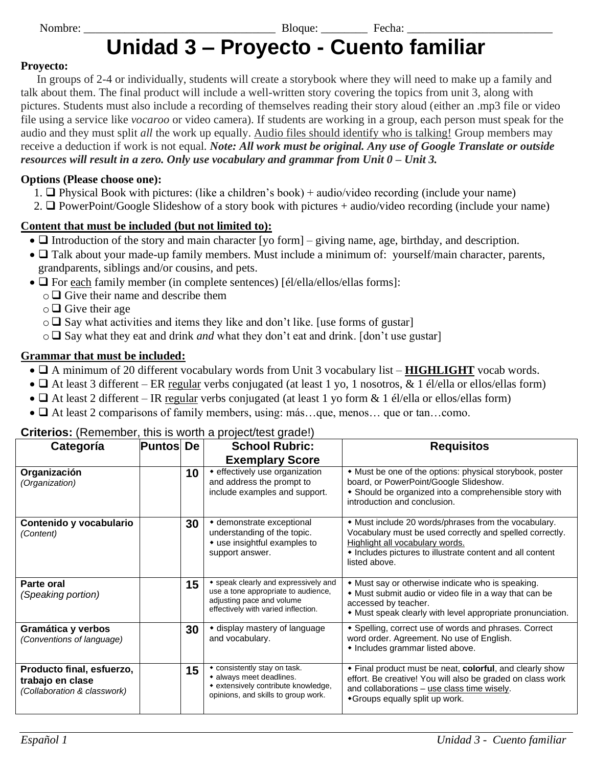Nombre: ______________________________ Bloque: ________ Fecha: ________________________

# Unidad 3 – Proyecto - Cuento familiar

**Proyecto:**

In groups of 2-4 or individually, students will create a storybook where they will need to make up a family and talk about them. The final product will include a well-written story covering the topics from unit 3, along with pictures. Students must also include a recording of themselves reading their story aloud (either an .mp3 file or video file using a service like *vocaroo* or video camera). If students are working in a group, each person must speak for the audio and they must split *all* the work up equally. <u>Audio files should identify who is talking!</u> Group members may receive a deduction if work is not equal. ***Note: All work must be original. Any use of Google Translate or outside resources will result in a zero. Only use vocabulary and grammar from Unit 0 – Unit 3.***

**Options (Please choose one):**

1. ❑ Physical Book with pictures: (like a children's book) + audio/video recording (include your name)
2. ❑ PowerPoint/Google Slideshow of a story book with pictures + audio/video recording (include your name)

**<u>Content that must be included (but not limited to):</u>**

- ❑ Introduction of the story and main character [yo form] – giving name, age, birthday, and description.
- ❑ Talk about your made-up family members. Must include a minimum of: yourself/main character, parents, grandparents, siblings and/or cousins, and pets.
- ❑ For <u>each</u> family member (in complete sentences) [él/ella/ellos/ellas forms]:
  - ❑ Give their name and describe them
  - ❑ Give their age
  - ❑ Say what activities and items they like and don't like. [use forms of gustar]
  - ❑ Say what they eat and drink *and* what they don't eat and drink. [don't use gustar]

**<u>Grammar that must be included:</u>**

- ❑ A minimum of 20 different vocabulary words from Unit 3 vocabulary list – **<u>HIGHLIGHT</u>** vocab words.
- ❑ At least 3 different – ER <u>regular</u> verbs conjugated (at least 1 yo, 1 nosotros, & 1 él/ella or ellos/ellas form)
- ❑ At least 2 different – IR <u>regular</u> verbs conjugated (at least 1 yo form & 1 él/ella or ellos/ellas form)
- ❑ At least 2 comparisons of family members, using: más…que, menos… que or tan…como.

**Criterios:** (Remember, this is worth a project/test grade!)

| Categoría | Puntos | De | School Rubric: Exemplary Score | Requisitos |
|---|---|---|---|---|
| **Organización** *(Organization)* | | **10** | • effectively use organization and address the prompt to include examples and support. | • Must be one of the options: physical storybook, poster board, or PowerPoint/Google Slideshow. • Should be organized into a comprehensible story with introduction and conclusion. |
| **Contenido y vocabulario** *(Content)* | | **30** | • demonstrate exceptional understanding of the topic. • use insightful examples to support answer. | • Must include 20 words/phrases from the vocabulary. Vocabulary must be used correctly and spelled correctly. <u>Highlight all vocabulary words.</u> • Includes pictures to illustrate content and all content listed above. |
| **Parte oral** *(Speaking portion)* | | **15** | • speak clearly and expressively and use a tone appropriate to audience, adjusting pace and volume effectively with varied inflection. | • Must say or otherwise indicate who is speaking. • Must submit audio or video file in a way that can be accessed by teacher. • Must speak clearly with level appropriate pronunciation. |
| **Gramática y verbos** *(Conventions of language)* | | **30** | • display mastery of language and vocabulary. | • Spelling, correct use of words and phrases. Correct word order. Agreement. No use of English. • Includes grammar listed above. |
| **Producto final, esfuerzo, trabajo en clase** *(Collaboration & classwork)* | | **15** | • consistently stay on task. • always meet deadlines. • extensively contribute knowledge, opinions, and skills to group work. | • Final product must be neat, **colorful**, and clearly show effort. Be creative! You will also be graded on class work and collaborations – <u>use class time wisely</u>. • Groups equally split up work. |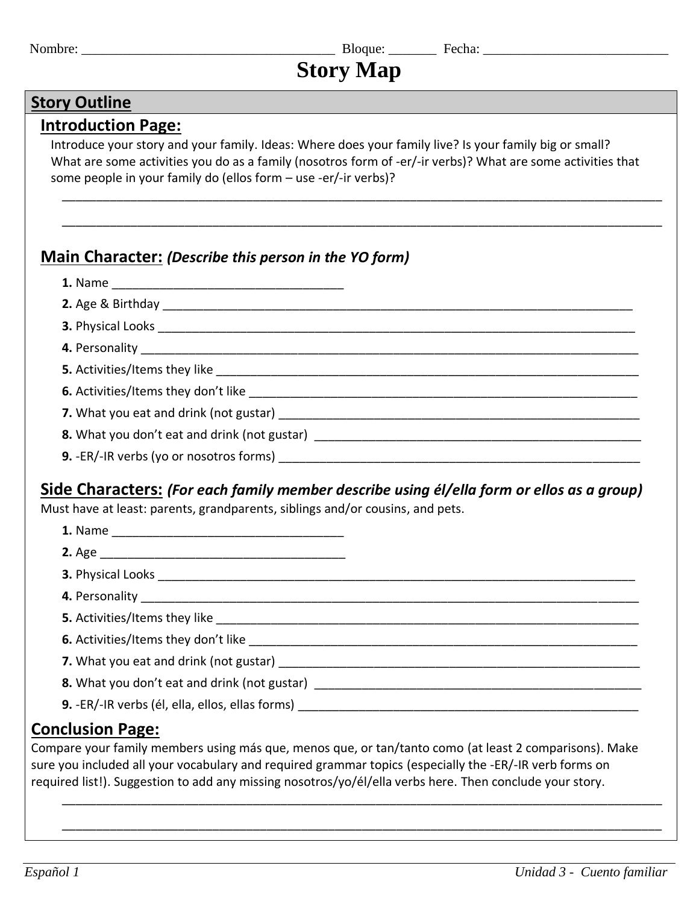Nombre: ___________________________________ Bloque: _______ Fecha: __________________________

# Story Map

## Story Outline

### Introduction Page:

Introduce your story and your family. Ideas: Where does your family live? Is your family big or small? What are some activities you do as a family (nosotros form of -er/-ir verbs)? What are some activities that some people in your family do (ellos form – use -er/-ir verbs)?

____________________________________________________________________________________

____________________________________________________________________________________

### Main Character: *(Describe this person in the YO form)*

**1.** Name ___________________________________

**2.** Age & Birthday ______________________________________________________________________

**3.** Physical Looks ______________________________________________________________________

**4.** Personality _________________________________________________________________________

**5.** Activities/Items they like _____________________________________________________________

**6.** Activities/Items they don't like _________________________________________________________

**7.** What you eat and drink (not gustar) ____________________________________________________

**8.** What you don't eat and drink (not gustar) ________________________________________________

**9.** -ER/-IR verbs (yo or nosotros forms) ____________________________________________________

### Side Characters: *(For each family member describe using él/ella form or ellos as a group)*

Must have at least: parents, grandparents, siblings and/or cousins, and pets.

**1.** Name ___________________________________

**2.** Age ____________________________________

**3.** Physical Looks ______________________________________________________________________

**4.** Personality _________________________________________________________________________

**5.** Activities/Items they like _____________________________________________________________

**6.** Activities/Items they don't like _________________________________________________________

**7.** What you eat and drink (not gustar) ____________________________________________________

**8.** What you don't eat and drink (not gustar) ________________________________________________

**9.** -ER/-IR verbs (él, ella, ellos, ellas forms) ________________________________________________

### Conclusion Page:

Compare your family members using más que, menos que, or tan/tanto como (at least 2 comparisons). Make sure you included all your vocabulary and required grammar topics (especially the -ER/-IR verb forms on required list!). Suggestion to add any missing nosotros/yo/él/ella verbs here. Then conclude your story.

____________________________________________________________________________________

____________________________________________________________________________________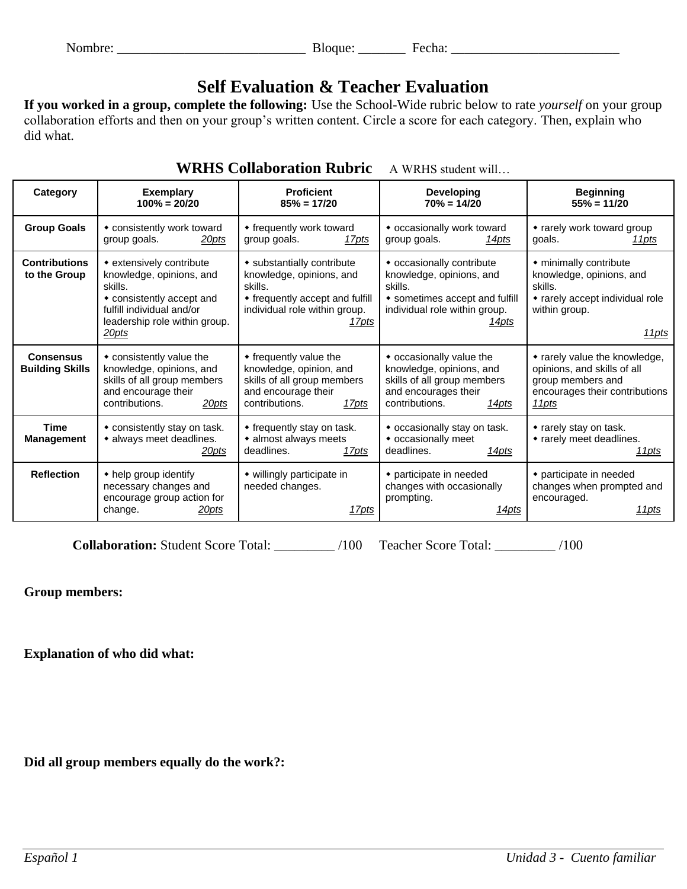Nombre: ___________________________ Bloque: _______ Fecha: _________________________

# Self Evaluation & Teacher Evaluation

**If you worked in a group, complete the following:** Use the School-Wide rubric below to rate *yourself* on your group collaboration efforts and then on your group's written content. Circle a score for each category. Then, explain who did what.

## WRHS Collaboration Rubric A WRHS student will…

| Category | Exemplary 100% = 20/20 | Proficient 85% = 17/20 | Developing 70% = 14/20 | Beginning 55% = 11/20 |
|---|---|---|---|---|
| **Group Goals** | ◆ consistently work toward group goals. 20pts | ◆ frequently work toward group goals. 17pts | ◆ occasionally work toward group goals. 14pts | ◆ rarely work toward group goals. 11pts |
| **Contributions to the Group** | ◆ extensively contribute knowledge, opinions, and skills. ◆ consistently accept and fulfill individual and/or leadership role within group. 20pts | ◆ substantially contribute knowledge, opinions, and skills. ◆ frequently accept and fulfill individual role within group. 17pts | ◆ occasionally contribute knowledge, opinions, and skills. ◆ sometimes accept and fulfill individual role within group. 14pts | ◆ minimally contribute knowledge, opinions, and skills. ◆ rarely accept individual role within group. 11pts |
| **Consensus Building Skills** | ◆ consistently value the knowledge, opinions, and skills of all group members and encourage their contributions. 20pts | ◆ frequently value the knowledge, opinion, and skills of all group members and encourage their contributions. 17pts | ◆ occasionally value the knowledge, opinions, and skills of all group members and encourages their contributions. 14pts | ◆ rarely value the knowledge, opinions, and skills of all group members and encourages their contributions 11pts |
| **Time Management** | ◆ consistently stay on task. ◆ always meet deadlines. 20pts | ◆ frequently stay on task. ◆ almost always meets deadlines. 17pts | ◆ occasionally stay on task. ◆ occasionally meet deadlines. 14pts | ◆ rarely stay on task. ◆ rarely meet deadlines. 11pts |
| **Reflection** | ◆ help group identify necessary changes and encourage group action for change. 20pts | ◆ willingly participate in needed changes. 17pts | ◆ participate in needed changes with occasionally prompting. 14pts | ◆ participate in needed changes when prompted and encouraged. 11pts |

**Collaboration:** Student Score Total: _________ /100 Teacher Score Total: _________ /100

**Group members:**

**Explanation of who did what:**

**Did all group members equally do the work?:**